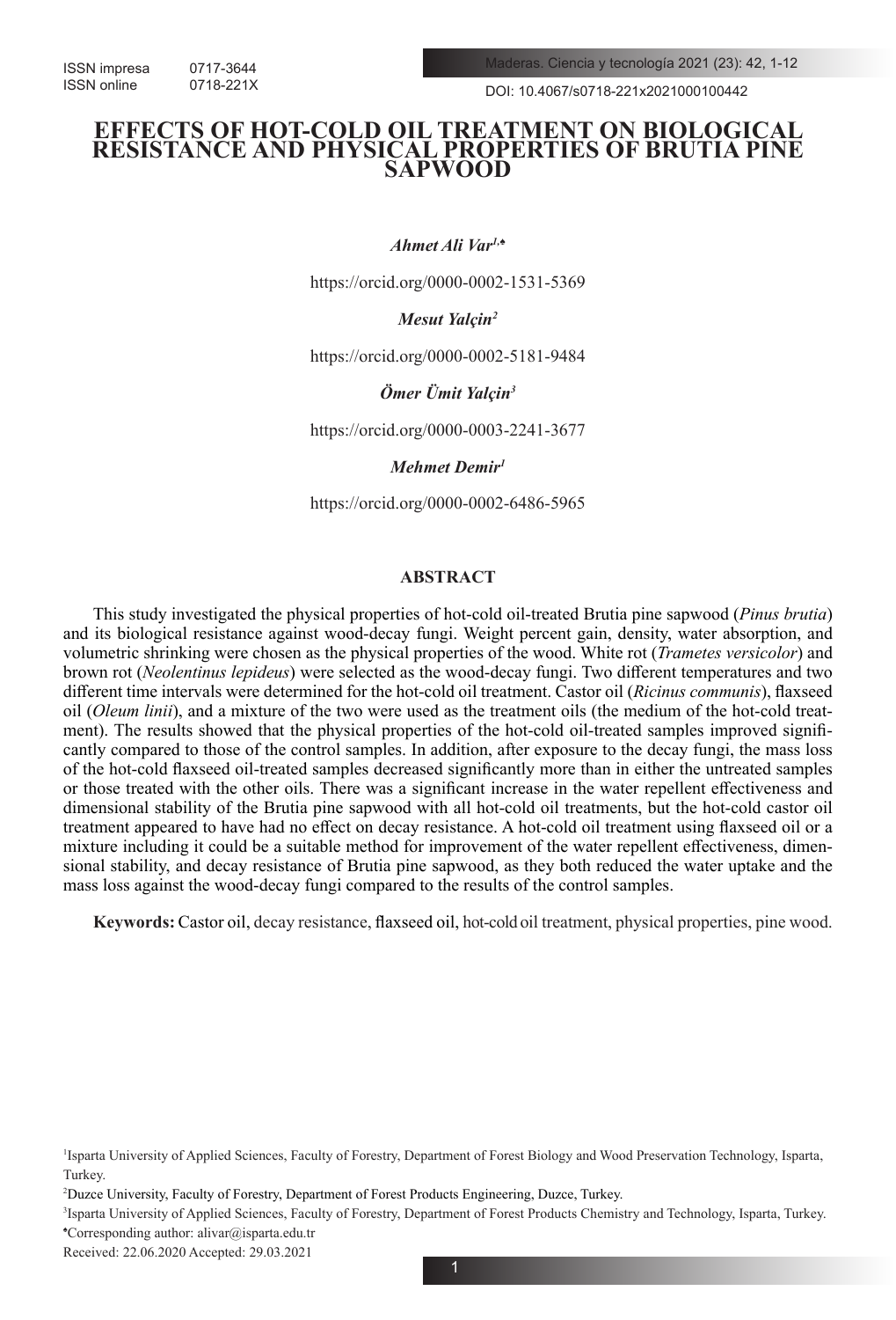ISSN impresa 0717-3644
ISSN online 0718-221X

DOI: 10.4067/s0718-221x2021000100442

# EFFECTS OF HOT-COLD OIL TREATMENT ON BIOLOGICAL RESISTANCE AND PHYSICAL PROPERTIES OF BRUTIA PINE SAPWOOD

***Ahmet Ali Var[1,♠]***

https://orcid.org/0000-0002-1531-5369

***Mesut Yalçin[2]***

https://orcid.org/0000-0002-5181-9484

***Ömer Ümit Yalçin[3]***

https://orcid.org/0000-0003-2241-3677

***Mehmet Demir[1]***

https://orcid.org/0000-0002-6486-5965

## ABSTRACT

This study investigated the physical properties of hot-cold oil-treated Brutia pine sapwood (*Pinus brutia*) and its biological resistance against wood-decay fungi. Weight percent gain, density, water absorption, and volumetric shrinking were chosen as the physical properties of the wood. White rot (*Trametes versicolor*) and brown rot (*Neolentinus lepideus*) were selected as the wood-decay fungi. Two different temperatures and two different time intervals were determined for the hot-cold oil treatment. Castor oil (*Ricinus communis*), flaxseed oil (*Oleum linii*), and a mixture of the two were used as the treatment oils (the medium of the hot-cold treatment). The results showed that the physical properties of the hot-cold oil-treated samples improved significantly compared to those of the control samples. In addition, after exposure to the decay fungi, the mass loss of the hot-cold flaxseed oil-treated samples decreased significantly more than in either the untreated samples or those treated with the other oils. There was a significant increase in the water repellent effectiveness and dimensional stability of the Brutia pine sapwood with all hot-cold oil treatments, but the hot-cold castor oil treatment appeared to have had no effect on decay resistance. A hot-cold oil treatment using flaxseed oil or a mixture including it could be a suitable method for improvement of the water repellent effectiveness, dimensional stability, and decay resistance of Brutia pine sapwood, as they both reduced the water uptake and the mass loss against the wood-decay fungi compared to the results of the control samples.

**Keywords:** Castor oil, decay resistance, flaxseed oil, hot-cold oil treatment, physical properties, pine wood.

[1]Isparta University of Applied Sciences, Faculty of Forestry, Department of Forest Biology and Wood Preservation Technology, Isparta, Turkey.

[2]Duzce University, Faculty of Forestry, Department of Forest Products Engineering, Duzce, Turkey.

[3]Isparta University of Applied Sciences, Faculty of Forestry, Department of Forest Products Chemistry and Technology, Isparta, Turkey.

[♠]Corresponding author: alivar@isparta.edu.tr

Received: 22.06.2020 Accepted: 29.03.2021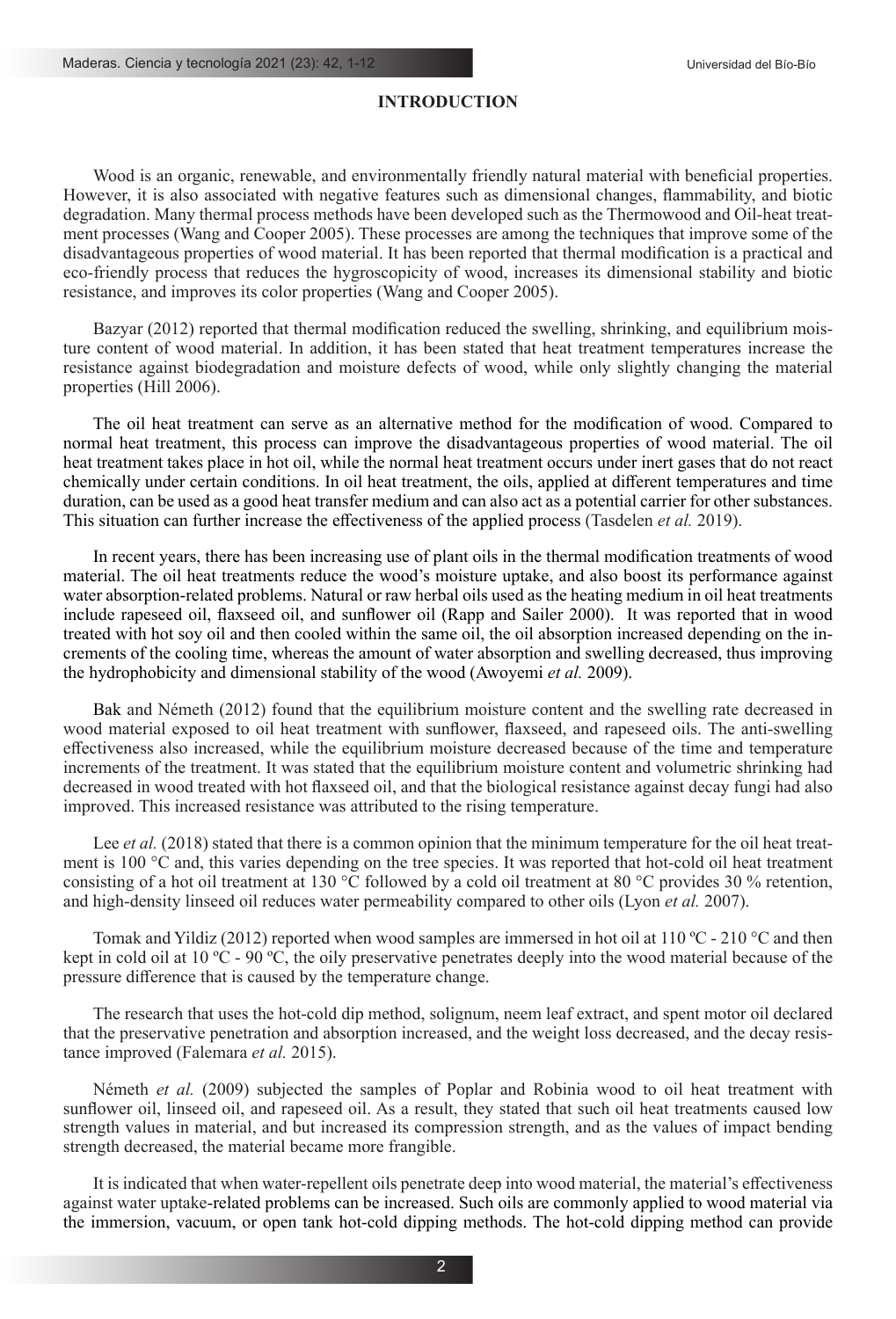## INTRODUCTION

Wood is an organic, renewable, and environmentally friendly natural material with beneficial properties. However, it is also associated with negative features such as dimensional changes, flammability, and biotic degradation. Many thermal process methods have been developed such as the Thermowood and Oil-heat treatment processes (Wang and Cooper 2005). These processes are among the techniques that improve some of the disadvantageous properties of wood material. It has been reported that thermal modification is a practical and eco-friendly process that reduces the hygroscopicity of wood, increases its dimensional stability and biotic resistance, and improves its color properties (Wang and Cooper 2005).

Bazyar (2012) reported that thermal modification reduced the swelling, shrinking, and equilibrium moisture content of wood material. In addition, it has been stated that heat treatment temperatures increase the resistance against biodegradation and moisture defects of wood, while only slightly changing the material properties (Hill 2006).

The oil heat treatment can serve as an alternative method for the modification of wood. Compared to normal heat treatment, this process can improve the disadvantageous properties of wood material. The oil heat treatment takes place in hot oil, while the normal heat treatment occurs under inert gases that do not react chemically under certain conditions. In oil heat treatment, the oils, applied at different temperatures and time duration, can be used as a good heat transfer medium and can also act as a potential carrier for other substances. This situation can further increase the effectiveness of the applied process (Tasdelen *et al.* 2019).

In recent years, there has been increasing use of plant oils in the thermal modification treatments of wood material. The oil heat treatments reduce the wood's moisture uptake, and also boost its performance against water absorption-related problems. Natural or raw herbal oils used as the heating medium in oil heat treatments include rapeseed oil, flaxseed oil, and sunflower oil (Rapp and Sailer 2000). It was reported that in wood treated with hot soy oil and then cooled within the same oil, the oil absorption increased depending on the increments of the cooling time, whereas the amount of water absorption and swelling decreased, thus improving the hydrophobicity and dimensional stability of the wood (Awoyemi *et al.* 2009).

Bak and Németh (2012) found that the equilibrium moisture content and the swelling rate decreased in wood material exposed to oil heat treatment with sunflower, flaxseed, and rapeseed oils. The anti-swelling effectiveness also increased, while the equilibrium moisture decreased because of the time and temperature increments of the treatment. It was stated that the equilibrium moisture content and volumetric shrinking had decreased in wood treated with hot flaxseed oil, and that the biological resistance against decay fungi had also improved. This increased resistance was attributed to the rising temperature.

Lee *et al.* (2018) stated that there is a common opinion that the minimum temperature for the oil heat treatment is 100 °C and, this varies depending on the tree species. It was reported that hot-cold oil heat treatment consisting of a hot oil treatment at 130 °C followed by a cold oil treatment at 80 °C provides 30 % retention, and high-density linseed oil reduces water permeability compared to other oils (Lyon *et al.* 2007).

Tomak and Yildiz (2012) reported when wood samples are immersed in hot oil at 110 ºC - 210 °C and then kept in cold oil at 10 ºC - 90 ºC, the oily preservative penetrates deeply into the wood material because of the pressure difference that is caused by the temperature change.

The research that uses the hot-cold dip method, solignum, neem leaf extract, and spent motor oil declared that the preservative penetration and absorption increased, and the weight loss decreased, and the decay resistance improved (Falemara *et al.* 2015).

Németh *et al.* (2009) subjected the samples of Poplar and Robinia wood to oil heat treatment with sunflower oil, linseed oil, and rapeseed oil. As a result, they stated that such oil heat treatments caused low strength values in material, and but increased its compression strength, and as the values of impact bending strength decreased, the material became more frangible.

It is indicated that when water-repellent oils penetrate deep into wood material, the material's effectiveness against water uptake-related problems can be increased. Such oils are commonly applied to wood material via the immersion, vacuum, or open tank hot-cold dipping methods. The hot-cold dipping method can provide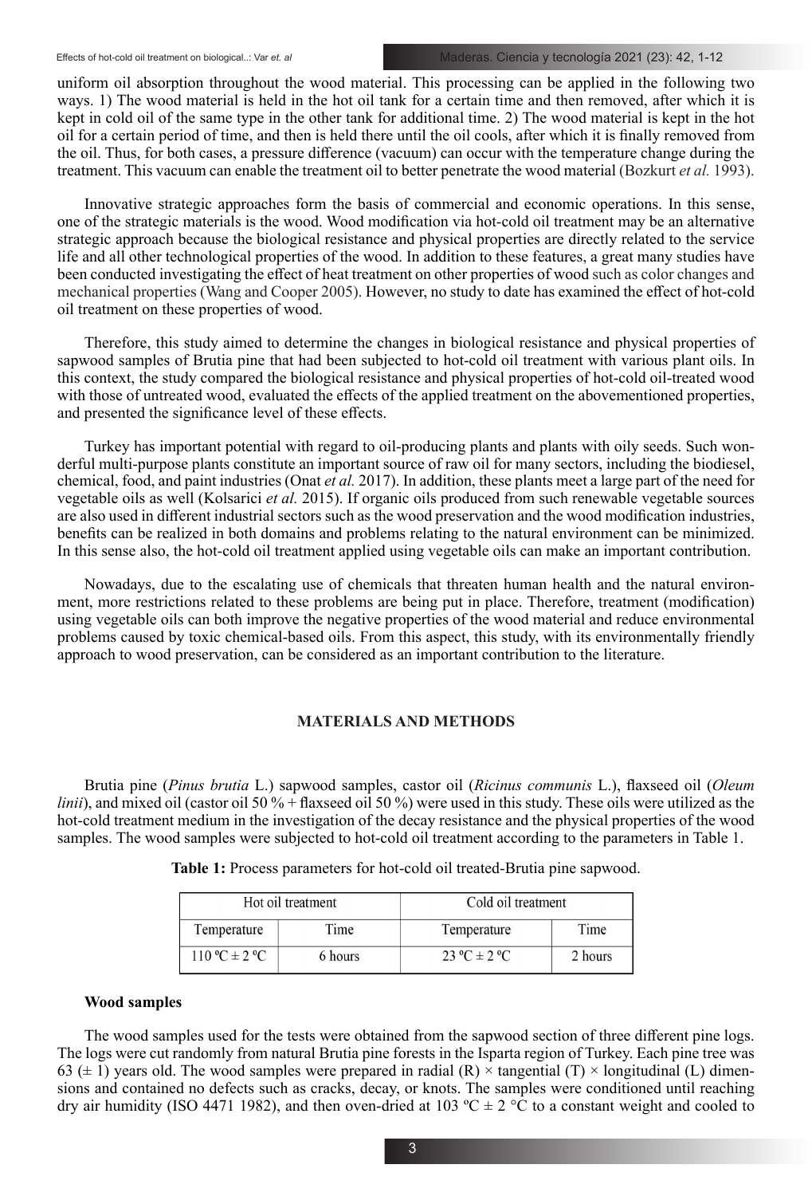uniform oil absorption throughout the wood material. This processing can be applied in the following two ways. 1) The wood material is held in the hot oil tank for a certain time and then removed, after which it is kept in cold oil of the same type in the other tank for additional time. 2) The wood material is kept in the hot oil for a certain period of time, and then is held there until the oil cools, after which it is finally removed from the oil. Thus, for both cases, a pressure difference (vacuum) can occur with the temperature change during the treatment. This vacuum can enable the treatment oil to better penetrate the wood material (Bozkurt *et al.* 1993).

Innovative strategic approaches form the basis of commercial and economic operations. In this sense, one of the strategic materials is the wood. Wood modification via hot-cold oil treatment may be an alternative strategic approach because the biological resistance and physical properties are directly related to the service life and all other technological properties of the wood. In addition to these features, a great many studies have been conducted investigating the effect of heat treatment on other properties of wood such as color changes and mechanical properties (Wang and Cooper 2005). However, no study to date has examined the effect of hot-cold oil treatment on these properties of wood.

Therefore, this study aimed to determine the changes in biological resistance and physical properties of sapwood samples of Brutia pine that had been subjected to hot-cold oil treatment with various plant oils. In this context, the study compared the biological resistance and physical properties of hot-cold oil-treated wood with those of untreated wood, evaluated the effects of the applied treatment on the abovementioned properties, and presented the significance level of these effects.

Turkey has important potential with regard to oil-producing plants and plants with oily seeds. Such wonderful multi-purpose plants constitute an important source of raw oil for many sectors, including the biodiesel, chemical, food, and paint industries (Onat *et al.* 2017). In addition, these plants meet a large part of the need for vegetable oils as well (Kolsarici *et al.* 2015). If organic oils produced from such renewable vegetable sources are also used in different industrial sectors such as the wood preservation and the wood modification industries, benefits can be realized in both domains and problems relating to the natural environment can be minimized. In this sense also, the hot-cold oil treatment applied using vegetable oils can make an important contribution.

Nowadays, due to the escalating use of chemicals that threaten human health and the natural environment, more restrictions related to these problems are being put in place. Therefore, treatment (modification) using vegetable oils can both improve the negative properties of the wood material and reduce environmental problems caused by toxic chemical-based oils. From this aspect, this study, with its environmentally friendly approach to wood preservation, can be considered as an important contribution to the literature.

## MATERIALS AND METHODS

Brutia pine (*Pinus brutia* L.) sapwood samples, castor oil (*Ricinus communis* L.), flaxseed oil (*Oleum linii*), and mixed oil (castor oil 50 % + flaxseed oil 50 %) were used in this study. These oils were utilized as the hot-cold treatment medium in the investigation of the decay resistance and the physical properties of the wood samples. The wood samples were subjected to hot-cold oil treatment according to the parameters in Table 1.

**Table 1:** Process parameters for hot-cold oil treated-Brutia pine sapwood.

| Hot oil treatment | | Cold oil treatment | |
|---|---|---|---|
| Temperature | Time | Temperature | Time |
| 110 ºC ± 2 ºC | 6 hours | 23 ºC ± 2 ºC | 2 hours |

### Wood samples

The wood samples used for the tests were obtained from the sapwood section of three different pine logs. The logs were cut randomly from natural Brutia pine forests in the Isparta region of Turkey. Each pine tree was 63 (± 1) years old. The wood samples were prepared in radial (R) × tangential (T) × longitudinal (L) dimensions and contained no defects such as cracks, decay, or knots. The samples were conditioned until reaching dry air humidity (ISO 4471 1982), and then oven-dried at 103 ºC ± 2 °C to a constant weight and cooled to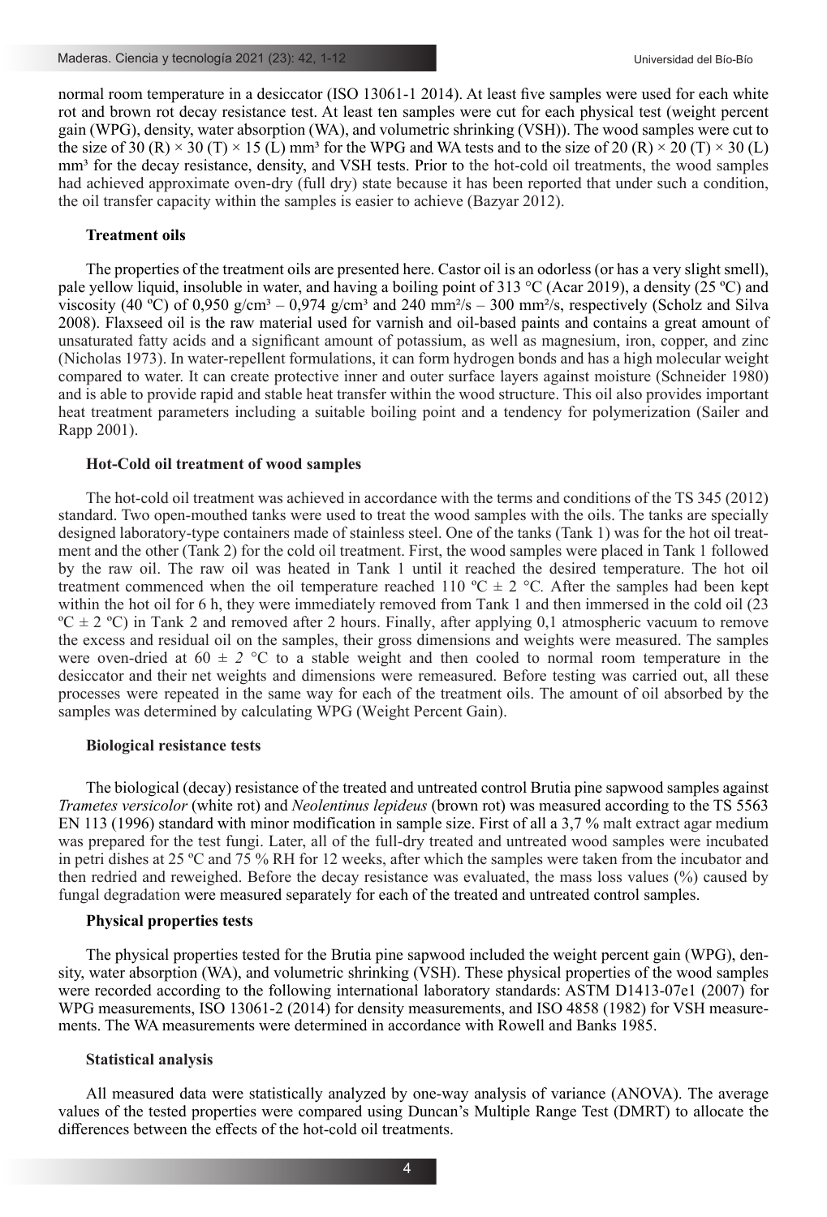normal room temperature in a desiccator (ISO 13061-1 2014). At least five samples were used for each white rot and brown rot decay resistance test. At least ten samples were cut for each physical test (weight percent gain (WPG), density, water absorption (WA), and volumetric shrinking (VSH)). The wood samples were cut to the size of 30 (R) × 30 (T) × 15 (L) mm³ for the WPG and WA tests and to the size of 20 (R) × 20 (T) × 30 (L) mm³ for the decay resistance, density, and VSH tests. Prior to the hot-cold oil treatments, the wood samples had achieved approximate oven-dry (full dry) state because it has been reported that under such a condition, the oil transfer capacity within the samples is easier to achieve (Bazyar 2012).

### Treatment oils

The properties of the treatment oils are presented here. Castor oil is an odorless (or has a very slight smell), pale yellow liquid, insoluble in water, and having a boiling point of 313 °C (Acar 2019), a density (25 ºC) and viscosity (40 ºC) of 0,950 g/cm³ – 0,974 g/cm³ and 240 mm²/s – 300 mm²/s, respectively (Scholz and Silva 2008). Flaxseed oil is the raw material used for varnish and oil-based paints and contains a great amount of unsaturated fatty acids and a significant amount of potassium, as well as magnesium, iron, copper, and zinc (Nicholas 1973). In water-repellent formulations, it can form hydrogen bonds and has a high molecular weight compared to water. It can create protective inner and outer surface layers against moisture (Schneider 1980) and is able to provide rapid and stable heat transfer within the wood structure. This oil also provides important heat treatment parameters including a suitable boiling point and a tendency for polymerization (Sailer and Rapp 2001).

### Hot-Cold oil treatment of wood samples

The hot-cold oil treatment was achieved in accordance with the terms and conditions of the TS 345 (2012) standard. Two open-mouthed tanks were used to treat the wood samples with the oils. The tanks are specially designed laboratory-type containers made of stainless steel. One of the tanks (Tank 1) was for the hot oil treatment and the other (Tank 2) for the cold oil treatment. First, the wood samples were placed in Tank 1 followed by the raw oil. The raw oil was heated in Tank 1 until it reached the desired temperature. The hot oil treatment commenced when the oil temperature reached 110 ºC ± 2 °C. After the samples had been kept within the hot oil for 6 h, they were immediately removed from Tank 1 and then immersed in the cold oil (23 ºC ± 2 ºC) in Tank 2 and removed after 2 hours. Finally, after applying 0,1 atmospheric vacuum to remove the excess and residual oil on the samples, their gross dimensions and weights were measured. The samples were oven-dried at 60 ± *2* °C to a stable weight and then cooled to normal room temperature in the desiccator and their net weights and dimensions were remeasured. Before testing was carried out, all these processes were repeated in the same way for each of the treatment oils. The amount of oil absorbed by the samples was determined by calculating WPG (Weight Percent Gain).

### Biological resistance tests

The biological (decay) resistance of the treated and untreated control Brutia pine sapwood samples against *Trametes versicolor* (white rot) and *Neolentinus lepideus* (brown rot) was measured according to the TS 5563 EN 113 (1996) standard with minor modification in sample size. First of all a 3,7 % malt extract agar medium was prepared for the test fungi. Later, all of the full-dry treated and untreated wood samples were incubated in petri dishes at 25 ºC and 75 % RH for 12 weeks, after which the samples were taken from the incubator and then redried and reweighed. Before the decay resistance was evaluated, the mass loss values (%) caused by fungal degradation were measured separately for each of the treated and untreated control samples.

### Physical properties tests

The physical properties tested for the Brutia pine sapwood included the weight percent gain (WPG), density, water absorption (WA), and volumetric shrinking (VSH). These physical properties of the wood samples were recorded according to the following international laboratory standards: ASTM D1413-07e1 (2007) for WPG measurements, ISO 13061-2 (2014) for density measurements, and ISO 4858 (1982) for VSH measurements. The WA measurements were determined in accordance with Rowell and Banks 1985.

### Statistical analysis

All measured data were statistically analyzed by one-way analysis of variance (ANOVA). The average values of the tested properties were compared using Duncan's Multiple Range Test (DMRT) to allocate the differences between the effects of the hot-cold oil treatments.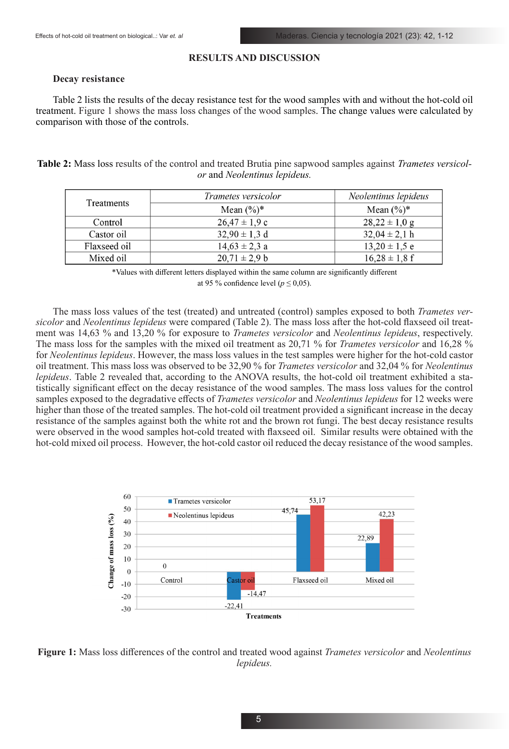## RESULTS AND DISCUSSION

### Decay resistance

Table 2 lists the results of the decay resistance test for the wood samples with and without the hot-cold oil treatment. Figure 1 shows the mass loss changes of the wood samples. The change values were calculated by comparison with those of the controls.

**Table 2:** Mass loss results of the control and treated Brutia pine sapwood samples against *Trametes versicolor* and *Neolentinus lepideus.*

| Treatments | *Trametes versicolor* | *Neolentinus lepideus* |
|---|---|---|
| | Mean (%)* | Mean (%)* |
| Control | 26,47 ± 1,9 c | 28,22 ± 1,0 g |
| Castor oil | 32,90 ± 1,3 d | 32,04 ± 2,1 h |
| Flaxseed oil | 14,63 ± 2,3 a | 13,20 ± 1,5 e |
| Mixed oil | 20,71 ± 2,9 b | 16,28 ± 1,8 f |

*Values with different letters displayed within the same column are significantly different at 95 % confidence level ($p \leq 0,05$).

The mass loss values of the test (treated) and untreated (control) samples exposed to both *Trametes versicolor* and *Neolentinus lepideus* were compared (Table 2). The mass loss after the hot-cold flaxseed oil treatment was 14,63 % and 13,20 % for exposure to *Trametes versicolor* and *Neolentinus lepideus*, respectively. The mass loss for the samples with the mixed oil treatment as 20,71 % for *Trametes versicolor* and 16,28 % for *Neolentinus lepideus*. However, the mass loss values in the test samples were higher for the hot-cold castor oil treatment. This mass loss was observed to be 32,90 % for *Trametes versicolor* and 32,04 % for *Neolentinus lepideus*. Table 2 revealed that, according to the ANOVA results, the hot-cold oil treatment exhibited a statistically significant effect on the decay resistance of the wood samples. The mass loss values for the control samples exposed to the degradative effects of *Trametes versicolor* and *Neolentinus lepideus* for 12 weeks were higher than those of the treated samples. The hot-cold oil treatment provided a significant increase in the decay resistance of the samples against both the white rot and the brown rot fungi. The best decay resistance results were observed in the wood samples hot-cold treated with flaxseed oil. Similar results were obtained with the hot-cold mixed oil process. However, the hot-cold castor oil reduced the decay resistance of the wood samples.

**Figure 1:** Mass loss differences of the control and treated wood against *Trametes versicolor* and *Neolentinus lepideus.*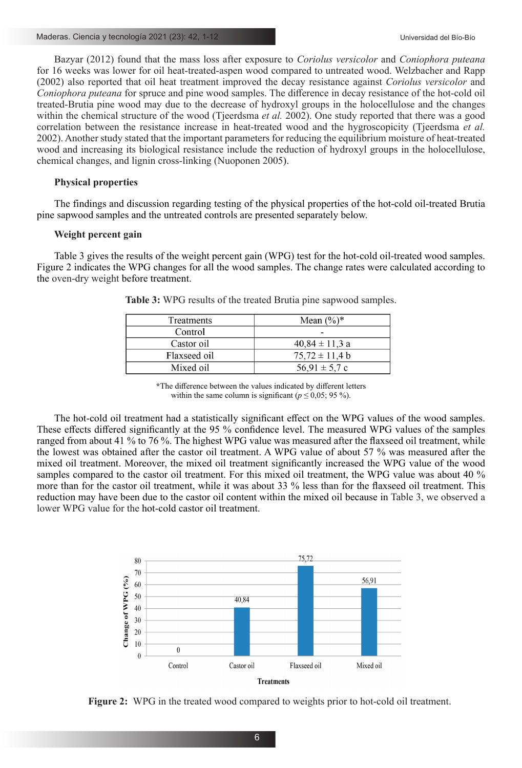Bazyar (2012) found that the mass loss after exposure to *Coriolus versicolor* and *Coniophora puteana* for 16 weeks was lower for oil heat-treated-aspen wood compared to untreated wood. Welzbacher and Rapp (2002) also reported that oil heat treatment improved the decay resistance against *Coriolus versicolor* and *Coniophora puteana* for spruce and pine wood samples. The difference in decay resistance of the hot-cold oil treated-Brutia pine wood may due to the decrease of hydroxyl groups in the holocellulose and the changes within the chemical structure of the wood (Tjeerdsma *et al.* 2002). One study reported that there was a good correlation between the resistance increase in heat-treated wood and the hygroscopicity (Tjeerdsma *et al.* 2002). Another study stated that the important parameters for reducing the equilibrium moisture of heat-treated wood and increasing its biological resistance include the reduction of hydroxyl groups in the holocellulose, chemical changes, and lignin cross-linking (Nuoponen 2005).

### Physical properties

The findings and discussion regarding testing of the physical properties of the hot-cold oil-treated Brutia pine sapwood samples and the untreated controls are presented separately below.

### Weight percent gain

Table 3 gives the results of the weight percent gain (WPG) test for the hot-cold oil-treated wood samples. Figure 2 indicates the WPG changes for all the wood samples. The change rates were calculated according to the oven-dry weight before treatment.

**Table 3:** WPG results of the treated Brutia pine sapwood samples.

| Treatments | Mean (%)* |
|---|---|
| Control | - |
| Castor oil | 40,84 ± 11,3 a |
| Flaxseed oil | 75,72 ± 11,4 b |
| Mixed oil | 56,91 ± 5,7 c |

*The difference between the values indicated by different letters within the same column is significant ($p \leq 0,05$; 95 %).

The hot-cold oil treatment had a statistically significant effect on the WPG values of the wood samples. These effects differed significantly at the 95 % confidence level. The measured WPG values of the samples ranged from about 41 % to 76 %. The highest WPG value was measured after the flaxseed oil treatment, while the lowest was obtained after the castor oil treatment. A WPG value of about 57 % was measured after the mixed oil treatment. Moreover, the mixed oil treatment significantly increased the WPG value of the wood samples compared to the castor oil treatment. For this mixed oil treatment, the WPG value was about 40 % more than for the castor oil treatment, while it was about 33 % less than for the flaxseed oil treatment. This reduction may have been due to the castor oil content within the mixed oil because in Table 3, we observed a lower WPG value for the hot-cold castor oil treatment.

| Treatments | Change of WPG (%) |
|---|---|
| Control | 0 |
| Castor oil | 40,84 |
| Flaxseed oil | 75,72 |
| Mixed oil | 56,91 |

**Figure 2:** WPG in the treated wood compared to weights prior to hot-cold oil treatment.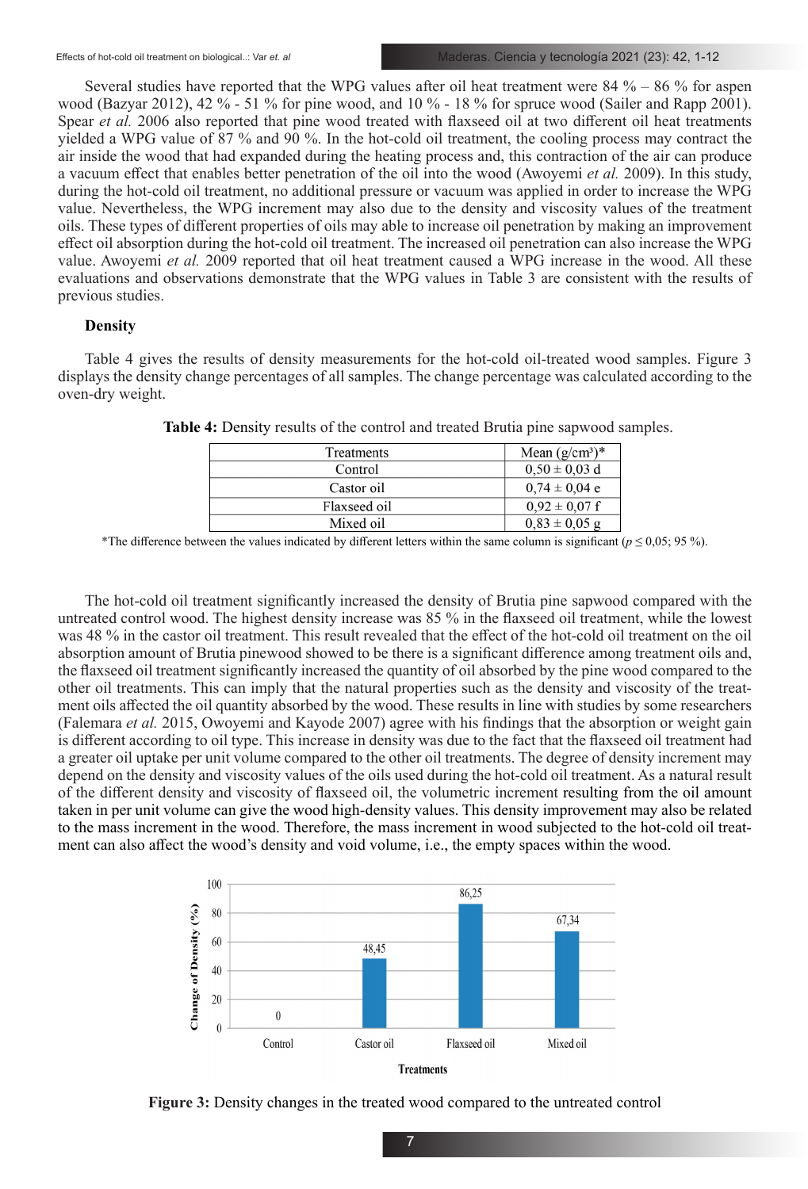Several studies have reported that the WPG values after oil heat treatment were 84 % – 86 % for aspen wood (Bazyar 2012), 42 % - 51 % for pine wood, and 10 % - 18 % for spruce wood (Sailer and Rapp 2001). Spear *et al.* 2006 also reported that pine wood treated with flaxseed oil at two different oil heat treatments yielded a WPG value of 87 % and 90 %. In the hot-cold oil treatment, the cooling process may contract the air inside the wood that had expanded during the heating process and, this contraction of the air can produce a vacuum effect that enables better penetration of the oil into the wood (Awoyemi *et al.* 2009). In this study, during the hot-cold oil treatment, no additional pressure or vacuum was applied in order to increase the WPG value. Nevertheless, the WPG increment may also due to the density and viscosity values of the treatment oils. These types of different properties of oils may able to increase oil penetration by making an improvement effect oil absorption during the hot-cold oil treatment. The increased oil penetration can also increase the WPG value. Awoyemi *et al.* 2009 reported that oil heat treatment caused a WPG increase in the wood. All these evaluations and observations demonstrate that the WPG values in Table 3 are consistent with the results of previous studies.

### Density

Table 4 gives the results of density measurements for the hot-cold oil-treated wood samples. Figure 3 displays the density change percentages of all samples. The change percentage was calculated according to the oven-dry weight.

**Table 4:** Density results of the control and treated Brutia pine sapwood samples.

| Treatments | Mean (g/cm³)* |
|---|---|
| Control | 0,50 ± 0,03 d |
| Castor oil | 0,74 ± 0,04 e |
| Flaxseed oil | 0,92 ± 0,07 f |
| Mixed oil | 0,83 ± 0,05 g |

*The difference between the values indicated by different letters within the same column is significant ($p \leq 0{,}05$; 95 %).

The hot-cold oil treatment significantly increased the density of Brutia pine sapwood compared with the untreated control wood. The highest density increase was 85 % in the flaxseed oil treatment, while the lowest was 48 % in the castor oil treatment. This result revealed that the effect of the hot-cold oil treatment on the oil absorption amount of Brutia pinewood showed to be there is a significant difference among treatment oils and, the flaxseed oil treatment significantly increased the quantity of oil absorbed by the pine wood compared to the other oil treatments. This can imply that the natural properties such as the density and viscosity of the treatment oils affected the oil quantity absorbed by the wood. These results in line with studies by some researchers (Falemara *et al.* 2015, Owoyemi and Kayode 2007) agree with his findings that the absorption or weight gain is different according to oil type. This increase in density was due to the fact that the flaxseed oil treatment had a greater oil uptake per unit volume compared to the other oil treatments. The degree of density increment may depend on the density and viscosity values of the oils used during the hot-cold oil treatment. As a natural result of the different density and viscosity of flaxseed oil, the volumetric increment resulting from the oil amount taken in per unit volume can give the wood high-density values. This density improvement may also be related to the mass increment in the wood. Therefore, the mass increment in wood subjected to the hot-cold oil treatment can also affect the wood's density and void volume, i.e., the empty spaces within the wood.

| Treatments | Change of Density (%) |
|---|---|
| Control | 0 |
| Castor oil | 48,45 |
| Flaxseed oil | 86,25 |
| Mixed oil | 67,34 |

**Figure 3:** Density changes in the treated wood compared to the untreated control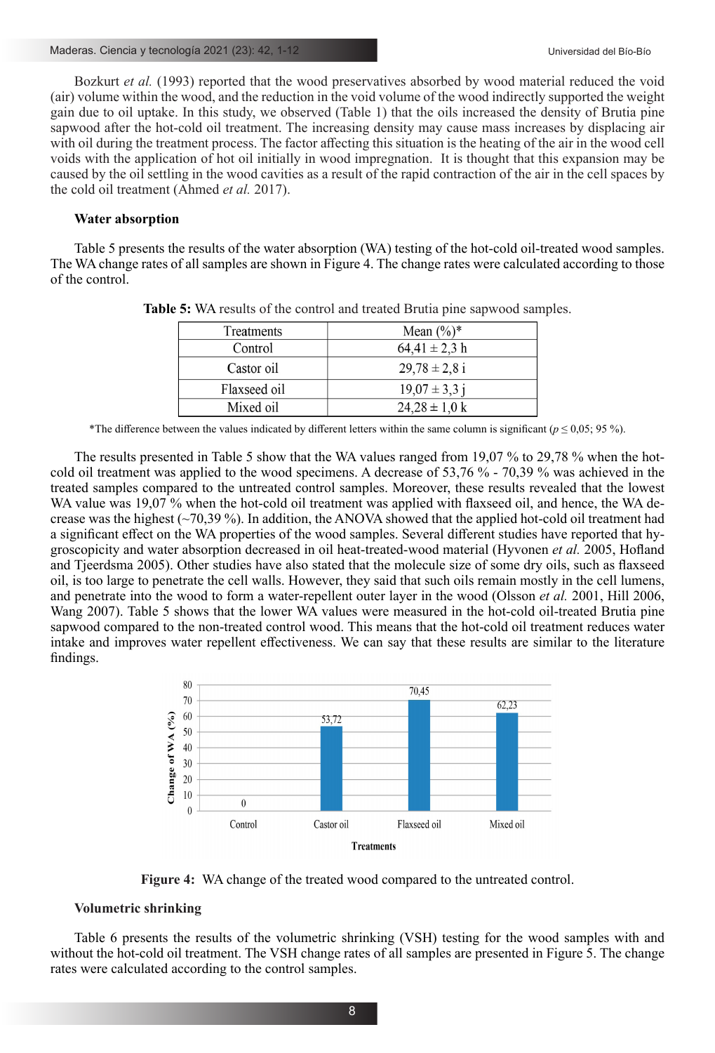Bozkurt *et al.* (1993) reported that the wood preservatives absorbed by wood material reduced the void (air) volume within the wood, and the reduction in the void volume of the wood indirectly supported the weight gain due to oil uptake. In this study, we observed (Table 1) that the oils increased the density of Brutia pine sapwood after the hot-cold oil treatment. The increasing density may cause mass increases by displacing air with oil during the treatment process. The factor affecting this situation is the heating of the air in the wood cell voids with the application of hot oil initially in wood impregnation. It is thought that this expansion may be caused by the oil settling in the wood cavities as a result of the rapid contraction of the air in the cell spaces by the cold oil treatment (Ahmed *et al.* 2017).

### Water absorption

Table 5 presents the results of the water absorption (WA) testing of the hot-cold oil-treated wood samples. The WA change rates of all samples are shown in Figure 4. The change rates were calculated according to those of the control.

**Table 5:** WA results of the control and treated Brutia pine sapwood samples.

| Treatments | Mean (%)* |
|---|---|
| Control | 64,41 ± 2,3 h |
| Castor oil | 29,78 ± 2,8 i |
| Flaxseed oil | 19,07 ± 3,3 j |
| Mixed oil | 24,28 ± 1,0 k |

*The difference between the values indicated by different letters within the same column is significant ($p \leq 0,05$; 95 %).

The results presented in Table 5 show that the WA values ranged from 19,07 % to 29,78 % when the hot-cold oil treatment was applied to the wood specimens. A decrease of 53,76 % - 70,39 % was achieved in the treated samples compared to the untreated control samples. Moreover, these results revealed that the lowest WA value was 19,07 % when the hot-cold oil treatment was applied with flaxseed oil, and hence, the WA decrease was the highest (~70,39 %). In addition, the ANOVA showed that the applied hot-cold oil treatment had a significant effect on the WA properties of the wood samples. Several different studies have reported that hygroscopicity and water absorption decreased in oil heat-treated-wood material (Hyvonen *et al.* 2005, Hofland and Tjeerdsma 2005). Other studies have also stated that the molecule size of some dry oils, such as flaxseed oil, is too large to penetrate the cell walls. However, they said that such oils remain mostly in the cell lumens, and penetrate into the wood to form a water-repellent outer layer in the wood (Olsson *et al.* 2001, Hill 2006, Wang 2007). Table 5 shows that the lower WA values were measured in the hot-cold oil-treated Brutia pine sapwood compared to the non-treated control wood. This means that the hot-cold oil treatment reduces water intake and improves water repellent effectiveness. We can say that these results are similar to the literature findings.

| Treatments | Change of WA (%) |
|---|---|
| Control | 0 |
| Castor oil | 53,72 |
| Flaxseed oil | 70,45 |
| Mixed oil | 62,23 |

**Figure 4:** WA change of the treated wood compared to the untreated control.

### Volumetric shrinking

Table 6 presents the results of the volumetric shrinking (VSH) testing for the wood samples with and without the hot-cold oil treatment. The VSH change rates of all samples are presented in Figure 5. The change rates were calculated according to the control samples.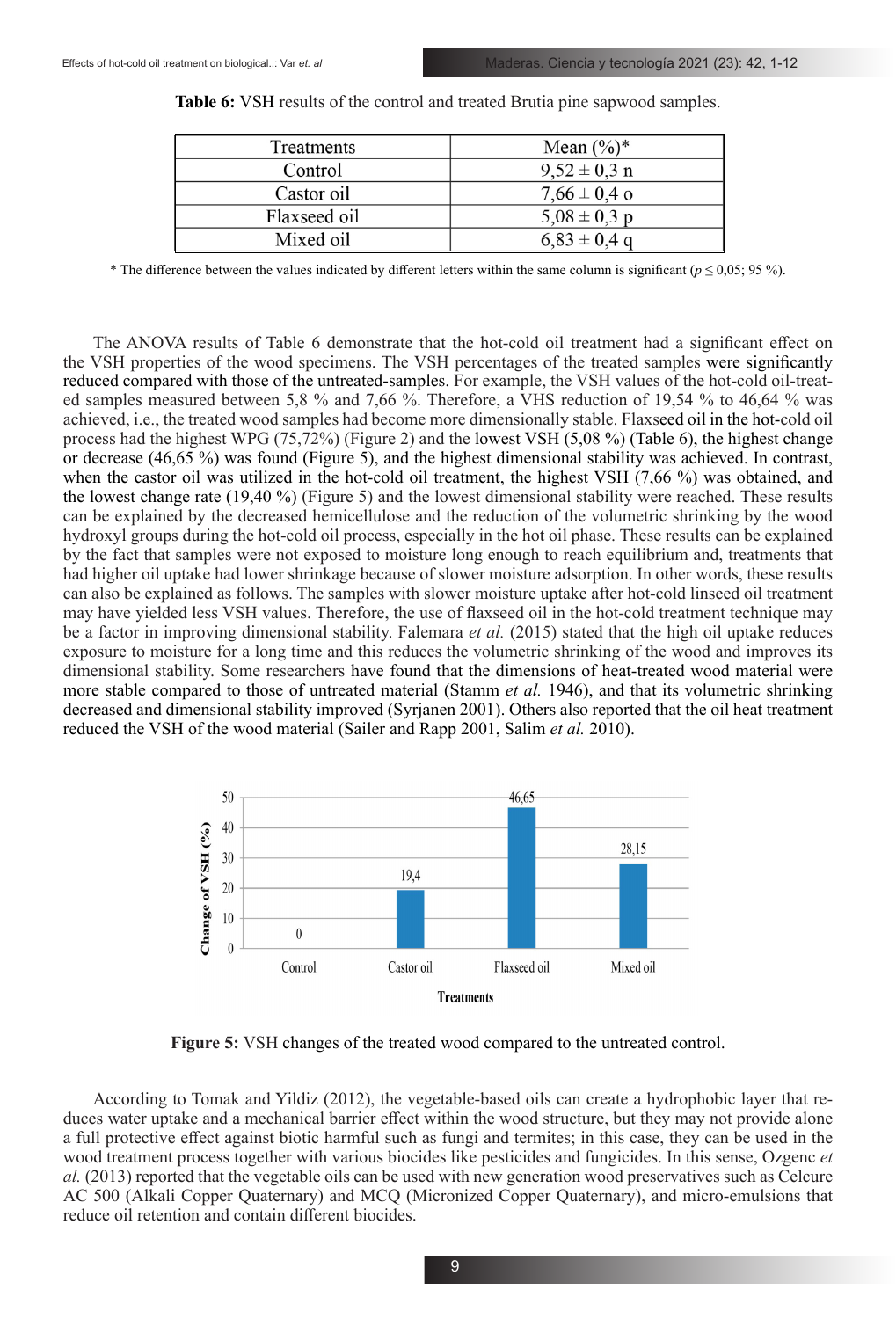**Table 6:** VSH results of the control and treated Brutia pine sapwood samples.

| Treatments | Mean (%)* |
|---|---|
| Control | 9,52 ± 0,3 n |
| Castor oil | 7,66 ± 0,4 o |
| Flaxseed oil | 5,08 ± 0,3 p |
| Mixed oil | 6,83 ± 0,4 q |

\* The difference between the values indicated by different letters within the same column is significant ($p \leq 0,05$; 95 %).

The ANOVA results of Table 6 demonstrate that the hot-cold oil treatment had a significant effect on the VSH properties of the wood specimens. The VSH percentages of the treated samples were significantly reduced compared with those of the untreated-samples. For example, the VSH values of the hot-cold oil-treated samples measured between 5,8 % and 7,66 %. Therefore, a VHS reduction of 19,54 % to 46,64 % was achieved, i.e., the treated wood samples had become more dimensionally stable. Flaxseed oil in the hot-cold oil process had the highest WPG (75,72%) (Figure 2) and the lowest VSH (5,08 %) (Table 6), the highest change or decrease (46,65 %) was found (Figure 5), and the highest dimensional stability was achieved. In contrast, when the castor oil was utilized in the hot-cold oil treatment, the highest VSH (7,66 %) was obtained, and the lowest change rate (19,40 %) (Figure 5) and the lowest dimensional stability were reached. These results can be explained by the decreased hemicellulose and the reduction of the volumetric shrinking by the wood hydroxyl groups during the hot-cold oil process, especially in the hot oil phase. These results can be explained by the fact that samples were not exposed to moisture long enough to reach equilibrium and, treatments that had higher oil uptake had lower shrinkage because of slower moisture adsorption. In other words, these results can also be explained as follows. The samples with slower moisture uptake after hot-cold linseed oil treatment may have yielded less VSH values. Therefore, the use of flaxseed oil in the hot-cold treatment technique may be a factor in improving dimensional stability. Falemara *et al.* (2015) stated that the high oil uptake reduces exposure to moisture for a long time and this reduces the volumetric shrinking of the wood and improves its dimensional stability. Some researchers have found that the dimensions of heat-treated wood material were more stable compared to those of untreated material (Stamm *et al.* 1946), and that its volumetric shrinking decreased and dimensional stability improved (Syrjanen 2001). Others also reported that the oil heat treatment reduced the VSH of the wood material (Sailer and Rapp 2001, Salim *et al.* 2010).

| Treatments | Change of VSH (%) |
|---|---|
| Control | 0 |
| Castor oil | 19,4 |
| Flaxseed oil | 46,65 |
| Mixed oil | 28,15 |

**Figure 5:** VSH changes of the treated wood compared to the untreated control.

According to Tomak and Yildiz (2012), the vegetable-based oils can create a hydrophobic layer that reduces water uptake and a mechanical barrier effect within the wood structure, but they may not provide alone a full protective effect against biotic harmful such as fungi and termites; in this case, they can be used in the wood treatment process together with various biocides like pesticides and fungicides. In this sense, Ozgenc *et al.* (2013) reported that the vegetable oils can be used with new generation wood preservatives such as Celcure AC 500 (Alkali Copper Quaternary) and MCQ (Micronized Copper Quaternary), and micro-emulsions that reduce oil retention and contain different biocides.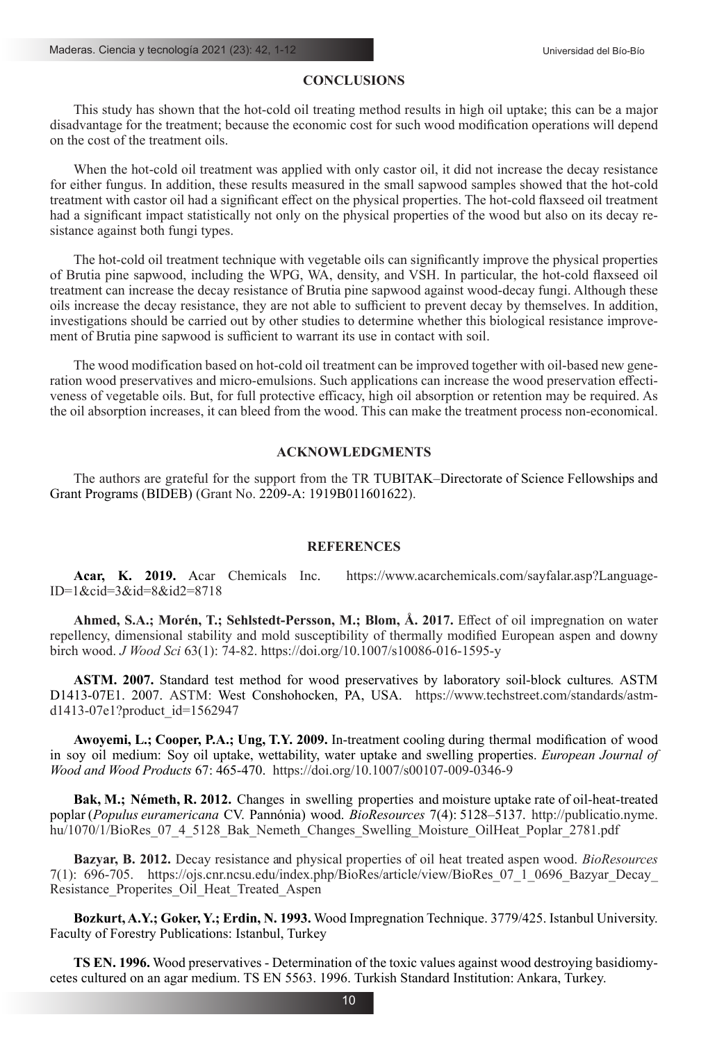## CONCLUSIONS

This study has shown that the hot-cold oil treating method results in high oil uptake; this can be a major disadvantage for the treatment; because the economic cost for such wood modification operations will depend on the cost of the treatment oils.

When the hot-cold oil treatment was applied with only castor oil, it did not increase the decay resistance for either fungus. In addition, these results measured in the small sapwood samples showed that the hot-cold treatment with castor oil had a significant effect on the physical properties. The hot-cold flaxseed oil treatment had a significant impact statistically not only on the physical properties of the wood but also on its decay resistance against both fungi types.

The hot-cold oil treatment technique with vegetable oils can significantly improve the physical properties of Brutia pine sapwood, including the WPG, WA, density, and VSH. In particular, the hot-cold flaxseed oil treatment can increase the decay resistance of Brutia pine sapwood against wood-decay fungi. Although these oils increase the decay resistance, they are not able to sufficient to prevent decay by themselves. In addition, investigations should be carried out by other studies to determine whether this biological resistance improvement of Brutia pine sapwood is sufficient to warrant its use in contact with soil.

The wood modification based on hot-cold oil treatment can be improved together with oil-based new generation wood preservatives and micro-emulsions. Such applications can increase the wood preservation effectiveness of vegetable oils. But, for full protective efficacy, high oil absorption or retention may be required. As the oil absorption increases, it can bleed from the wood. This can make the treatment process non-economical.

## ACKNOWLEDGMENTS

The authors are grateful for the support from the TR TUBITAK–Directorate of Science Fellowships and Grant Programs (BIDEB) (Grant No. 2209-A: 1919B011601622).

## REFERENCES

**Acar, K. 2019.** Acar Chemicals Inc. https://www.acarchemicals.com/sayfalar.asp?LanguageID=1&cid=3&id=8&id2=8718

**Ahmed, S.A.; Morén, T.; Sehlstedt-Persson, M.; Blom, Å. 2017.** Effect of oil impregnation on water repellency, dimensional stability and mold susceptibility of thermally modified European aspen and downy birch wood. *J Wood Sci* 63(1): 74-82. https://doi.org/10.1007/s10086-016-1595-y

**ASTM. 2007.** Standard test method for wood preservatives by laboratory soil-block cultures. ASTM D1413-07E1. 2007. ASTM: West Conshohocken, PA, USA. https://www.techstreet.com/standards/astm-d1413-07e1?product_id=1562947

**Awoyemi, L.; Cooper, P.A.; Ung, T.Y. 2009.** In-treatment cooling during thermal modification of wood in soy oil medium: Soy oil uptake, wettability, water uptake and swelling properties. *European Journal of Wood and Wood Products* 67: 465-470. https://doi.org/10.1007/s00107-009-0346-9

**Bak, M.; Németh, R. 2012.** Changes in swelling properties and moisture uptake rate of oil-heat-treated poplar (*Populus euramericana* CV. Pannónia) wood. *BioResources* 7(4): 5128–5137. http://publicatio.nyme.hu/1070/1/BioRes_07_4_5128_Bak_Nemeth_Changes_Swelling_Moisture_OilHeat_Poplar_2781.pdf

**Bazyar, B. 2012.** Decay resistance and physical properties of oil heat treated aspen wood. *BioResources* 7(1): 696-705. https://ojs.cnr.ncsu.edu/index.php/BioRes/article/view/BioRes_07_1_0696_Bazyar_Decay_Resistance_Properites_Oil_Heat_Treated_Aspen

**Bozkurt, A.Y.; Goker, Y.; Erdin, N. 1993.** Wood Impregnation Technique. 3779/425. Istanbul University. Faculty of Forestry Publications: Istanbul, Turkey

**TS EN. 1996.** Wood preservatives - Determination of the toxic values against wood destroying basidiomycetes cultured on an agar medium. TS EN 5563. 1996. Turkish Standard Institution: Ankara, Turkey.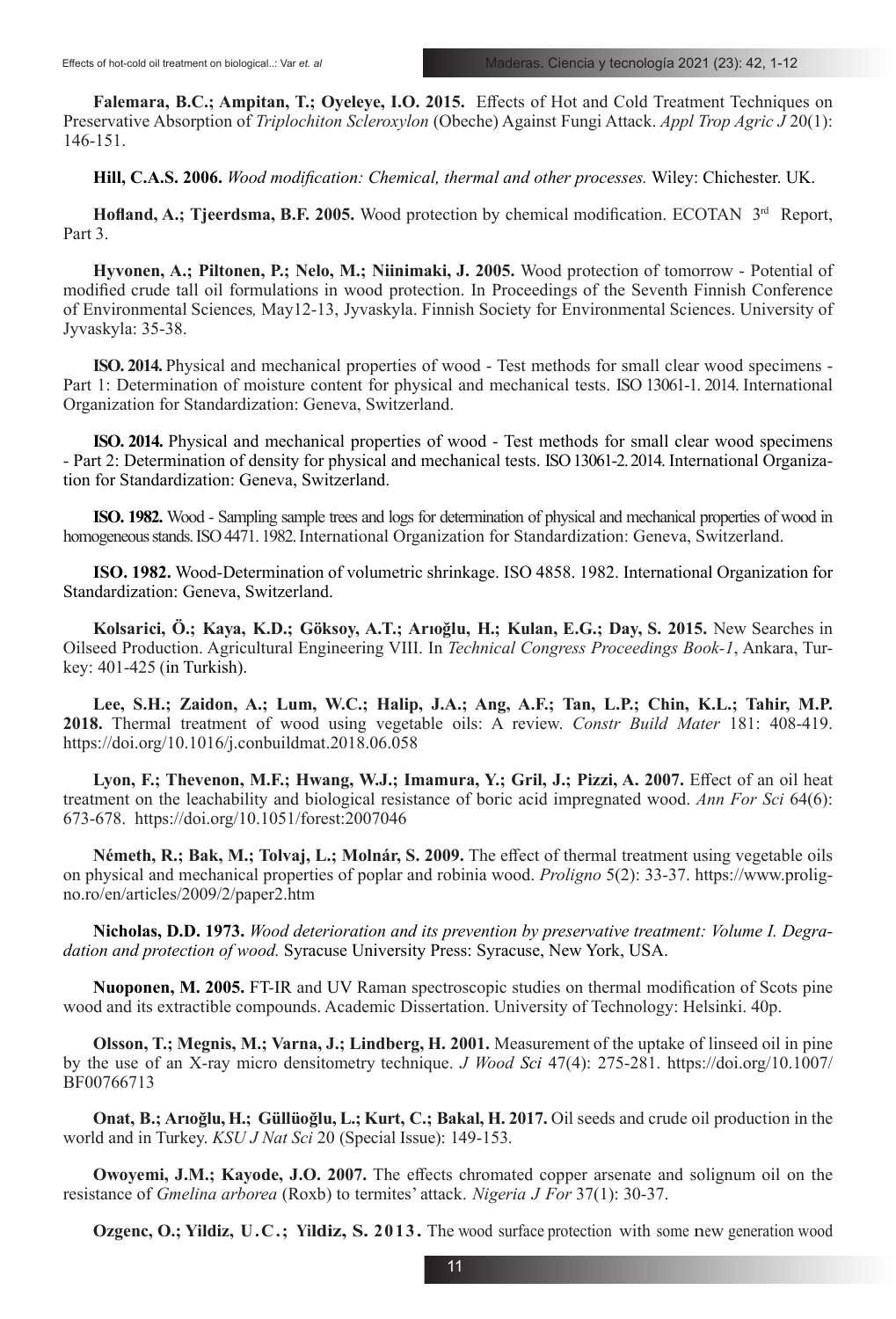**Falemara, B.C.; Ampitan, T.; Oyeleye, I.O. 2015.** Effects of Hot and Cold Treatment Techniques on Preservative Absorption of *Triplochiton Scleroxylon* (Obeche) Against Fungi Attack. *Appl Trop Agric J* 20(1): 146-151.

**Hill, C.A.S. 2006.** *Wood modification: Chemical, thermal and other processes.* Wiley: Chichester. UK.

**Hofland, A.; Tjeerdsma, B.F. 2005.** Wood protection by chemical modification. ECOTAN 3rd Report, Part 3.

**Hyvonen, A.; Piltonen, P.; Nelo, M.; Niinimaki, J. 2005.** Wood protection of tomorrow - Potential of modified crude tall oil formulations in wood protection. In Proceedings of the Seventh Finnish Conference of Environmental Sciences*,* May12-13, Jyvaskyla. Finnish Society for Environmental Sciences. University of Jyvaskyla: 35-38.

**ISO. 2014.** Physical and mechanical properties of wood - Test methods for small clear wood specimens - Part 1: Determination of moisture content for physical and mechanical tests. ISO 13061-1. 2014. International Organization for Standardization: Geneva, Switzerland.

**ISO. 2014.** Physical and mechanical properties of wood - Test methods for small clear wood specimens - Part 2: Determination of density for physical and mechanical tests. ISO 13061-2. 2014. International Organization for Standardization: Geneva, Switzerland.

**ISO. 1982.** Wood - Sampling sample trees and logs for determination of physical and mechanical properties of wood in homogeneous stands. ISO 4471. 1982. International Organization for Standardization: Geneva, Switzerland.

**ISO. 1982.** Wood-Determination of volumetric shrinkage. ISO 4858. 1982. International Organization for Standardization: Geneva, Switzerland.

**Kolsarici, Ö.; Kaya, K.D.; Göksoy, A.T.; Arıoğlu, H.; Kulan, E.G.; Day, S. 2015.** New Searches in Oilseed Production. Agricultural Engineering VIII. In *Technical Congress Proceedings Book-1*, Ankara, Turkey: 401-425 (in Turkish).

**Lee, S.H.; Zaidon, A.; Lum, W.C.; Halip, J.A.; Ang, A.F.; Tan, L.P.; Chin, K.L.; Tahir, M.P. 2018.** Thermal treatment of wood using vegetable oils: A review. *Constr Build Mater* 181: 408-419. https://doi.org/10.1016/j.conbuildmat.2018.06.058

**Lyon, F.; Thevenon, M.F.; Hwang, W.J.; Imamura, Y.; Gril, J.; Pizzi, A. 2007.** Effect of an oil heat treatment on the leachability and biological resistance of boric acid impregnated wood. *Ann For Sci* 64(6): 673-678. https://doi.org/10.1051/forest:2007046

**Németh, R.; Bak, M.; Tolvaj, L.; Molnár, S. 2009.** The effect of thermal treatment using vegetable oils on physical and mechanical properties of poplar and robinia wood. *Proligno* 5(2): 33-37. https://www.proligno.ro/en/articles/2009/2/paper2.htm

**Nicholas, D.D. 1973.** *Wood deterioration and its prevention by preservative treatment: Volume I. Degradation and protection of wood.* Syracuse University Press: Syracuse, New York, USA.

**Nuoponen, M. 2005.** FT-IR and UV Raman spectroscopic studies on thermal modification of Scots pine wood and its extractible compounds. Academic Dissertation. University of Technology: Helsinki. 40p.

**Olsson, T.; Megnis, M.; Varna, J.; Lindberg, H. 2001.** Measurement of the uptake of linseed oil in pine by the use of an X-ray micro densitometry technique. *J Wood Sci* 47(4): 275-281. https://doi.org/10.1007/BF00766713

**Onat, B.; Arıoğlu, H.; Güllüoğlu, L.; Kurt, C.; Bakal, H. 2017.** Oil seeds and crude oil production in the world and in Turkey. *KSU J Nat Sci* 20 (Special Issue): 149-153.

**Owoyemi, J.M.; Kayode, J.O. 2007.** The effects chromated copper arsenate and solignum oil on the resistance of *Gmelina arborea* (Roxb) to termites' attack. *Nigeria J For* 37(1): 30-37.

**Ozgenc, O.; Yildiz, U.C.; Yildiz, S. 2013.** The wood surface protection with some new generation wood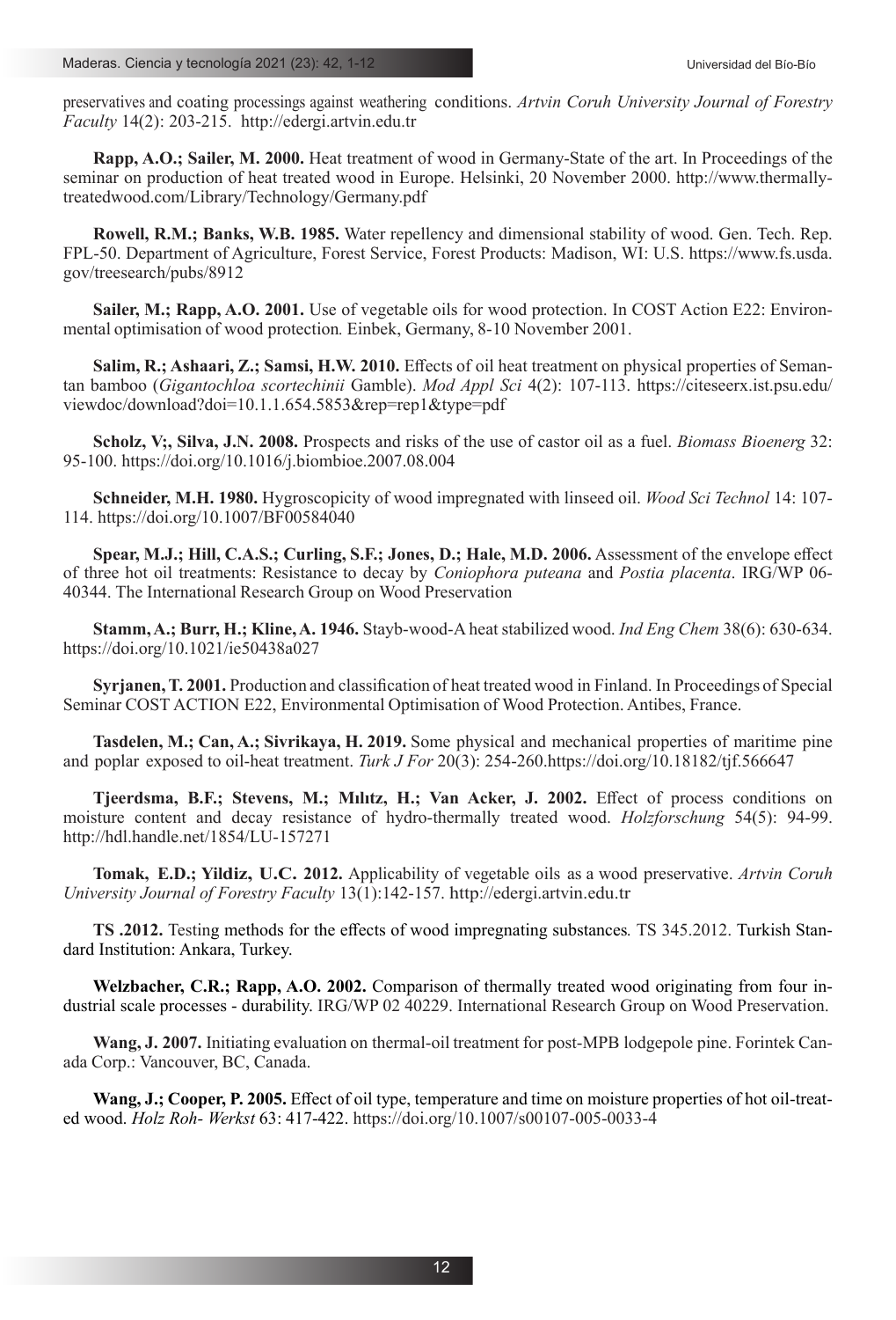preservatives and coating processings against weathering conditions. *Artvin Coruh University Journal of Forestry Faculty* 14(2): 203-215. http://edergi.artvin.edu.tr

**Rapp, A.O.; Sailer, M. 2000.** Heat treatment of wood in Germany-State of the art. In Proceedings of the seminar on production of heat treated wood in Europe. Helsinki, 20 November 2000. http://www.thermally-treatedwood.com/Library/Technology/Germany.pdf

**Rowell, R.M.; Banks, W.B. 1985.** Water repellency and dimensional stability of wood. Gen. Tech. Rep. FPL-50. Department of Agriculture, Forest Service, Forest Products: Madison, WI: U.S. https://www.fs.usda.gov/treesearch/pubs/8912

**Sailer, M.; Rapp, A.O. 2001.** Use of vegetable oils for wood protection. In COST Action E22: Environmental optimisation of wood protection*.* Einbek, Germany, 8-10 November 2001.

**Salim, R.; Ashaari, Z.; Samsi, H.W. 2010.** Effects of oil heat treatment on physical properties of Semantan bamboo (*Gigantochloa scortechinii* Gamble). *Mod Appl Sci* 4(2): 107-113. https://citeseerx.ist.psu.edu/viewdoc/download?doi=10.1.1.654.5853&rep=rep1&type=pdf

**Scholz, V;, Silva, J.N. 2008.** Prospects and risks of the use of castor oil as a fuel. *Biomass Bioenerg* 32: 95-100. https://doi.org/10.1016/j.biombioe.2007.08.004

**Schneider, M.H. 1980.** Hygroscopicity of wood impregnated with linseed oil. *Wood Sci Technol* 14: 107-114. https://doi.org/10.1007/BF00584040

**Spear, M.J.; Hill, C.A.S.; Curling, S.F.; Jones, D.; Hale, M.D. 2006.** Assessment of the envelope effect of three hot oil treatments: Resistance to decay by *Coniophora puteana* and *Postia placenta*. IRG/WP 06-40344. The International Research Group on Wood Preservation

**Stamm, A.; Burr, H.; Kline, A. 1946.** Stayb-wood-A heat stabilized wood. *Ind Eng Chem* 38(6): 630-634. https://doi.org/10.1021/ie50438a027

**Syrjanen, T. 2001.** Production and classification of heat treated wood in Finland. In Proceedings of Special Seminar COST ACTION E22, Environmental Optimisation of Wood Protection. Antibes, France.

**Tasdelen, M.; Can, A.; Sivrikaya, H. 2019.** Some physical and mechanical properties of maritime pine and poplar exposed to oil-heat treatment. *Turk J For* 20(3): 254-260.https://doi.org/10.18182/tjf.566647

**Tjeerdsma, B.F.; Stevens, M.; Mılıtz, H.; Van Acker, J. 2002.** Effect of process conditions on moisture content and decay resistance of hydro-thermally treated wood. *Holzforschung* 54(5): 94-99. http://hdl.handle.net/1854/LU-157271

**Tomak, E.D.; Yildiz, U.C. 2012.** Applicability of vegetable oils as a wood preservative. *Artvin Coruh University Journal of Forestry Faculty* 13(1):142-157. http://edergi.artvin.edu.tr

**TS .2012.** Testing methods for the effects of wood impregnating substances*.* TS 345.2012. Turkish Standard Institution: Ankara, Turkey.

**Welzbacher, C.R.; Rapp, A.O. 2002.** Comparison of thermally treated wood originating from four industrial scale processes - durability. IRG/WP 02 40229. International Research Group on Wood Preservation.

**Wang, J. 2007.** Initiating evaluation on thermal-oil treatment for post-MPB lodgepole pine. Forintek Canada Corp.: Vancouver, BC, Canada.

**Wang, J.; Cooper, P. 2005.** Effect of oil type, temperature and time on moisture properties of hot oil-treated wood. *Holz Roh- Werkst* 63: 417-422. https://doi.org/10.1007/s00107-005-0033-4